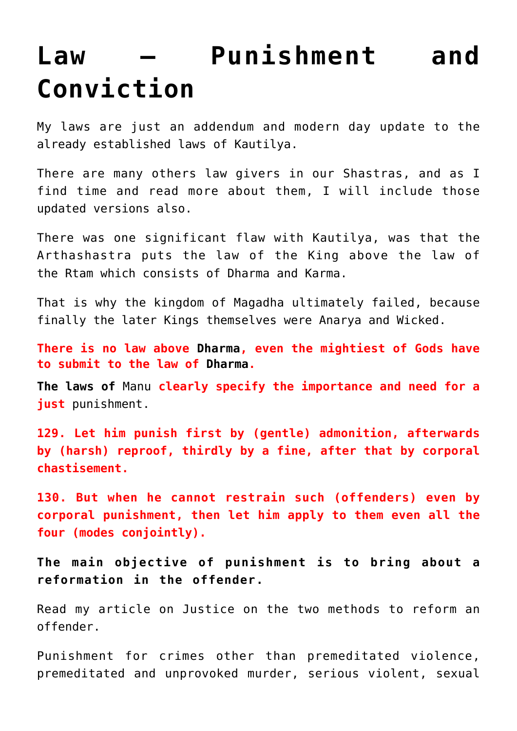# Law – Punishment and Conviction

My laws are just an addendum and modern day update to the already established laws of Kautilya.

There are many others law givers in our Shastras, and as I find time and read more about them, I will include those updated versions also.

There was one significant flaw with Kautilya, was that the Arthashastra puts the law of the King above the law of the Rtam which consists of Dharma and Karma.

That is why the kingdom of Magadha ultimately failed, because finally the later Kings themselves were Anarya and Wicked.

**There is no law above Dharma, even the mightiest of Gods have to submit to the law of Dharma.**

**The laws of** Manu **clearly specify the importance and need for a just** punishment.

**129. Let him punish first by (gentle) admonition, afterwards by (harsh) reproof, thirdly by a fine, after that by corporal chastisement.**

**130. But when he cannot restrain such (offenders) even by corporal punishment, then let him apply to them even all the four (modes conjointly).**

**The main objective of punishment is to bring about a reformation in the offender.**

Read my article on Justice on the two methods to reform an offender.

Punishment for crimes other than premeditated violence, premeditated and unprovoked murder, serious violent, sexual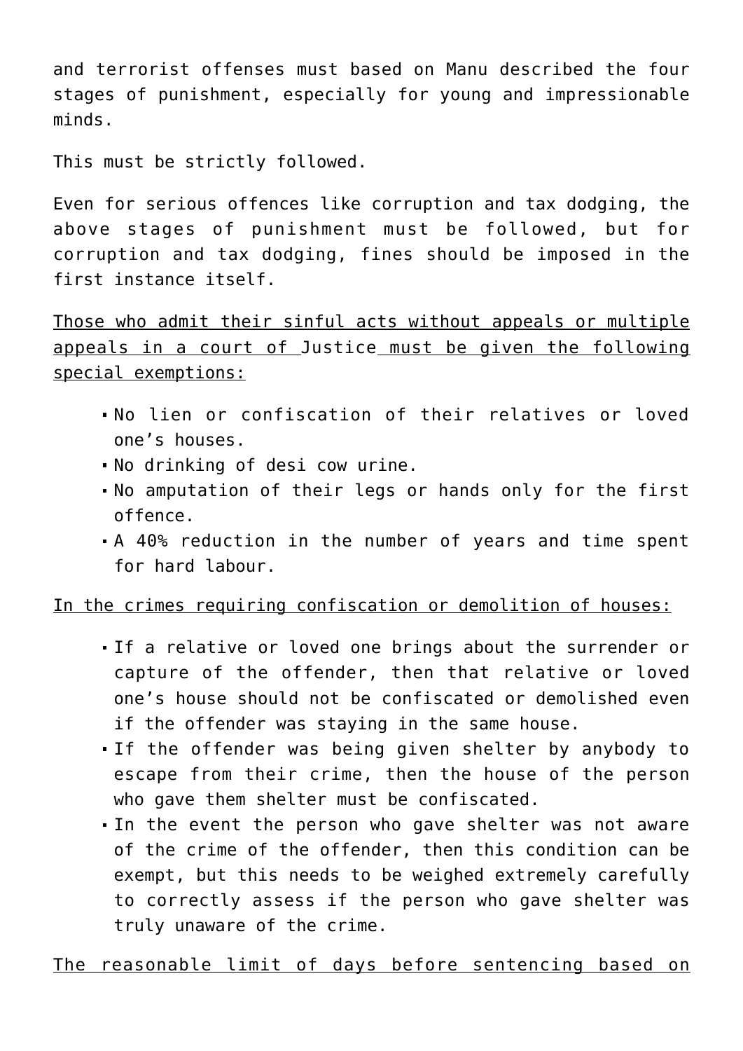and terrorist offenses must based on Manu described the four stages of punishment, especially for young and impressionable minds.

This must be strictly followed.

Even for serious offences like corruption and tax dodging, the above stages of punishment must be followed, but for corruption and tax dodging, fines should be imposed in the first instance itself.

<u>Those who admit their sinful acts without appeals or multiple appeals in a court of Justice must be given the following special exemptions:</u>

- No lien or confiscation of their relatives or loved one's houses.
- No drinking of desi cow urine.
- No amputation of their legs or hands only for the first offence.
- A 40% reduction in the number of years and time spent for hard labour.

<u>In the crimes requiring confiscation or demolition of houses:</u>

- If a relative or loved one brings about the surrender or capture of the offender, then that relative or loved one's house should not be confiscated or demolished even if the offender was staying in the same house.
- If the offender was being given shelter by anybody to escape from their crime, then the house of the person who gave them shelter must be confiscated.
- In the event the person who gave shelter was not aware of the crime of the offender, then this condition can be exempt, but this needs to be weighed extremely carefully to correctly assess if the person who gave shelter was truly unaware of the crime.

<u>The reasonable limit of days before sentencing based on</u>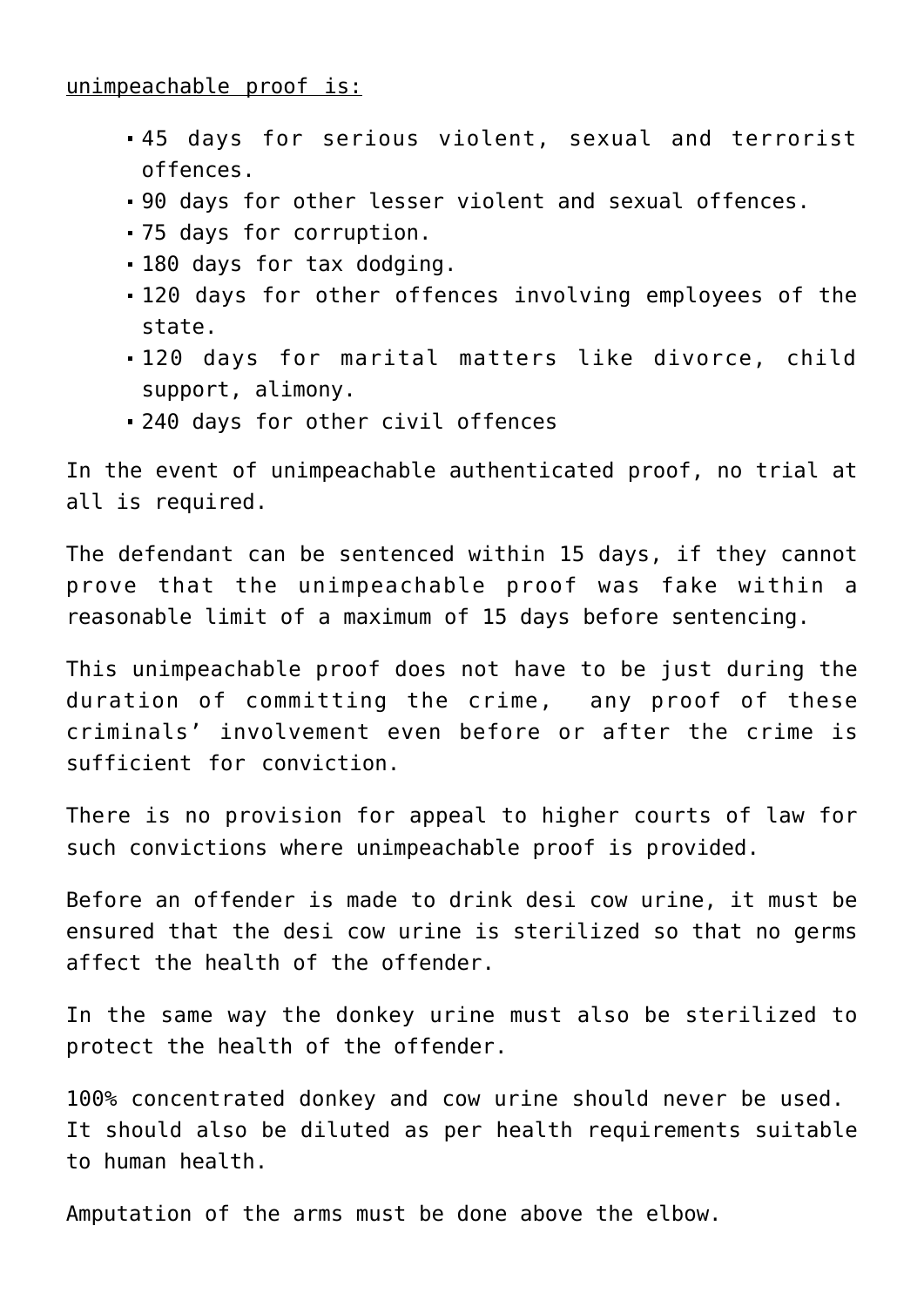unimpeachable proof is:

- 45 days for serious violent, sexual and terrorist offences.
- 90 days for other lesser violent and sexual offences.
- 75 days for corruption.
- 180 days for tax dodging.
- 120 days for other offences involving employees of the state.
- 120 days for marital matters like divorce, child support, alimony.
- 240 days for other civil offences

In the event of unimpeachable authenticated proof, no trial at all is required.

The defendant can be sentenced within 15 days, if they cannot prove that the unimpeachable proof was fake within a reasonable limit of a maximum of 15 days before sentencing.

This unimpeachable proof does not have to be just during the duration of committing the crime, any proof of these criminals' involvement even before or after the crime is sufficient for conviction.

There is no provision for appeal to higher courts of law for such convictions where unimpeachable proof is provided.

Before an offender is made to drink desi cow urine, it must be ensured that the desi cow urine is sterilized so that no germs affect the health of the offender.

In the same way the donkey urine must also be sterilized to protect the health of the offender.

100% concentrated donkey and cow urine should never be used. It should also be diluted as per health requirements suitable to human health.

Amputation of the arms must be done above the elbow.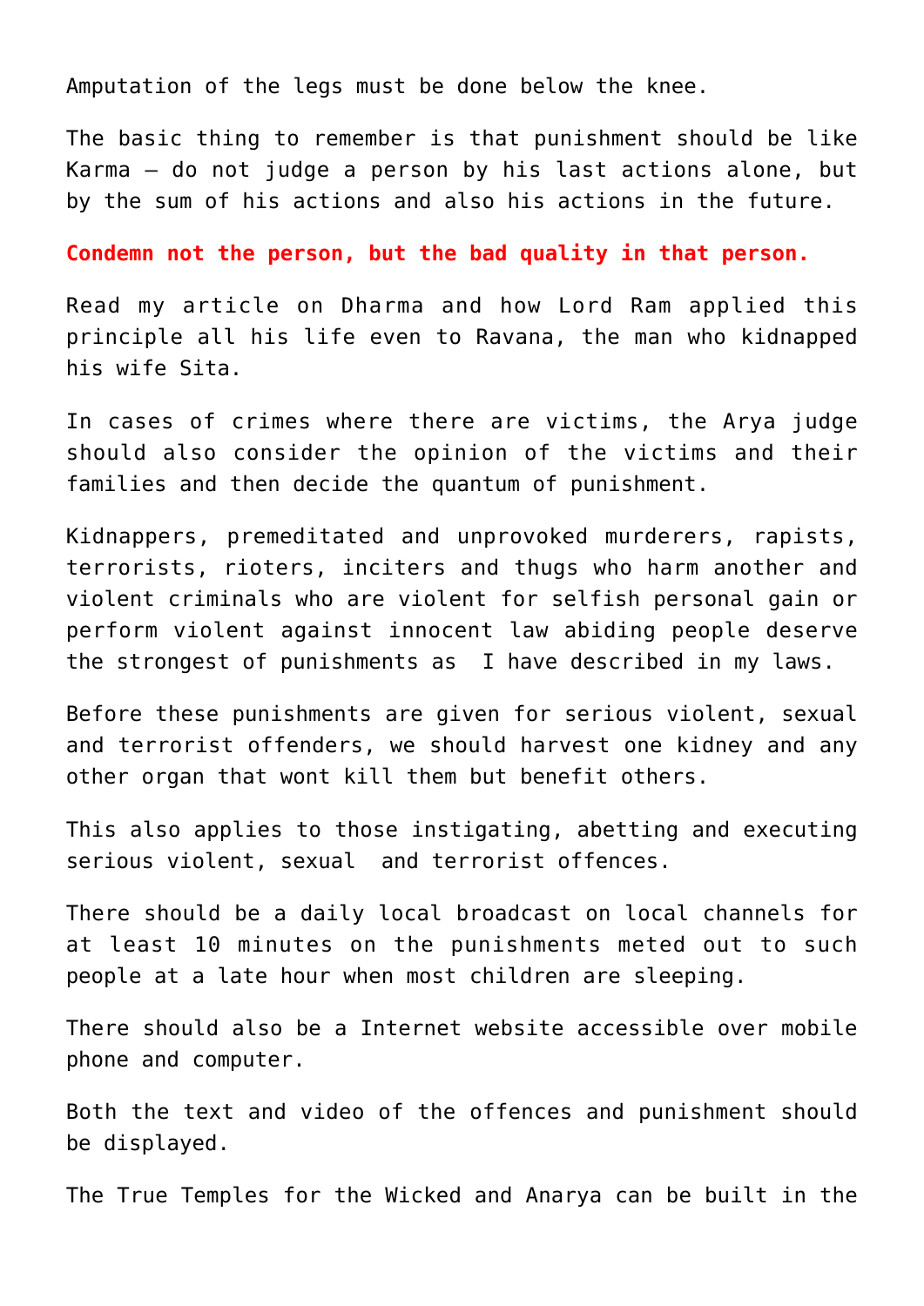Amputation of the legs must be done below the knee.

The basic thing to remember is that punishment should be like Karma – do not judge a person by his last actions alone, but by the sum of his actions and also his actions in the future.

**Condemn not the person, but the bad quality in that person.**

Read my article on Dharma and how Lord Ram applied this principle all his life even to Ravana, the man who kidnapped his wife Sita.

In cases of crimes where there are victims, the Arya judge should also consider the opinion of the victims and their families and then decide the quantum of punishment.

Kidnappers, premeditated and unprovoked murderers, rapists, terrorists, rioters, inciters and thugs who harm another and violent criminals who are violent for selfish personal gain or perform violent against innocent law abiding people deserve the strongest of punishments as I have described in my laws.

Before these punishments are given for serious violent, sexual and terrorist offenders, we should harvest one kidney and any other organ that wont kill them but benefit others.

This also applies to those instigating, abetting and executing serious violent, sexual and terrorist offences.

There should be a daily local broadcast on local channels for at least 10 minutes on the punishments meted out to such people at a late hour when most children are sleeping.

There should also be a Internet website accessible over mobile phone and computer.

Both the text and video of the offences and punishment should be displayed.

The True Temples for the Wicked and Anarya can be built in the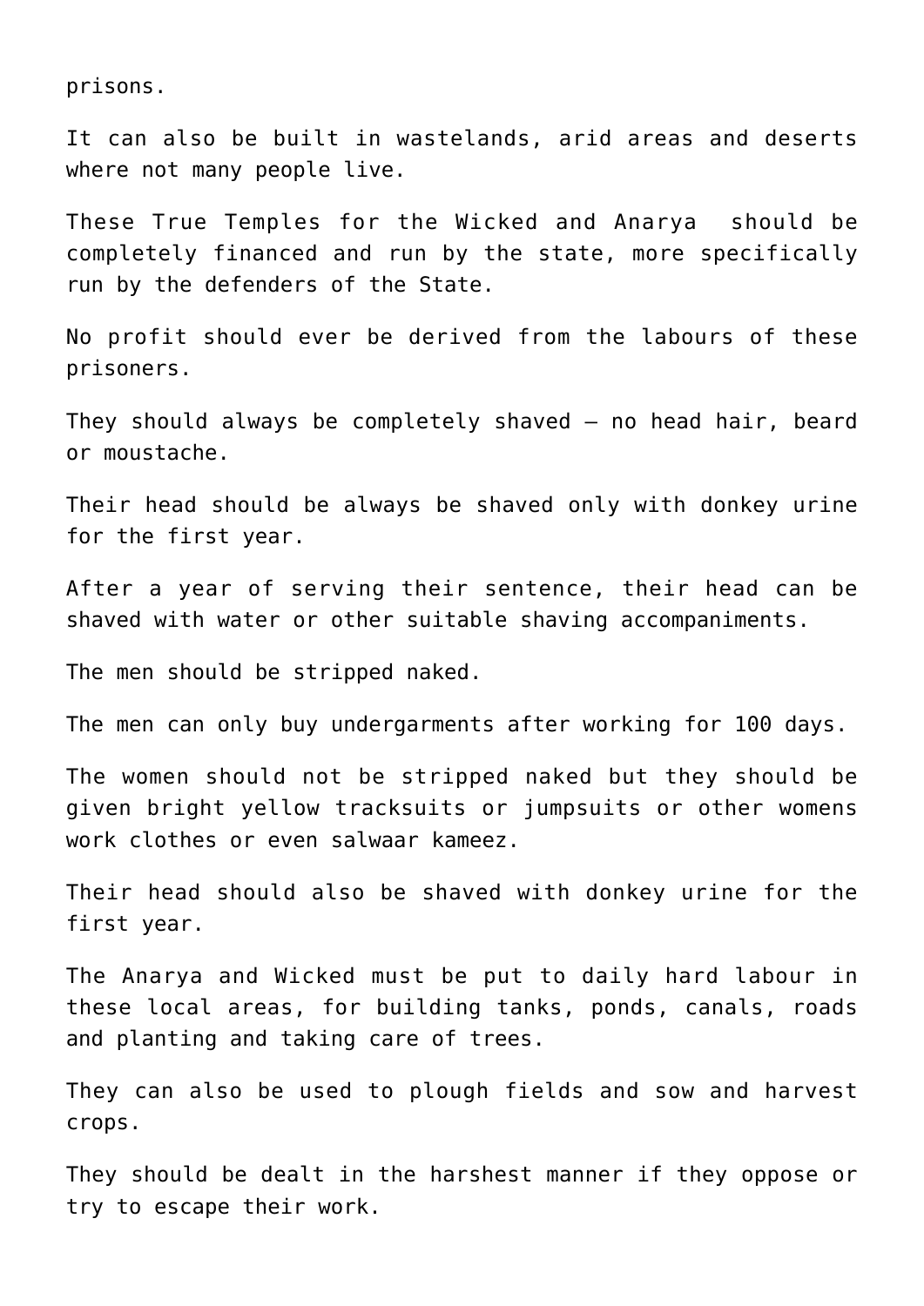prisons.

It can also be built in wastelands, arid areas and deserts where not many people live.

These True Temples for the Wicked and Anarya  should be completely financed and run by the state, more specifically run by the defenders of the State.

No profit should ever be derived from the labours of these prisoners.

They should always be completely shaved – no head hair, beard or moustache.

Their head should be always be shaved only with donkey urine for the first year.

After a year of serving their sentence, their head can be shaved with water or other suitable shaving accompaniments.

The men should be stripped naked.

The men can only buy undergarments after working for 100 days.

The women should not be stripped naked but they should be given bright yellow tracksuits or jumpsuits or other womens work clothes or even salwaar kameez.

Their head should also be shaved with donkey urine for the first year.

The Anarya and Wicked must be put to daily hard labour in these local areas, for building tanks, ponds, canals, roads and planting and taking care of trees.

They can also be used to plough fields and sow and harvest crops.

They should be dealt in the harshest manner if they oppose or try to escape their work.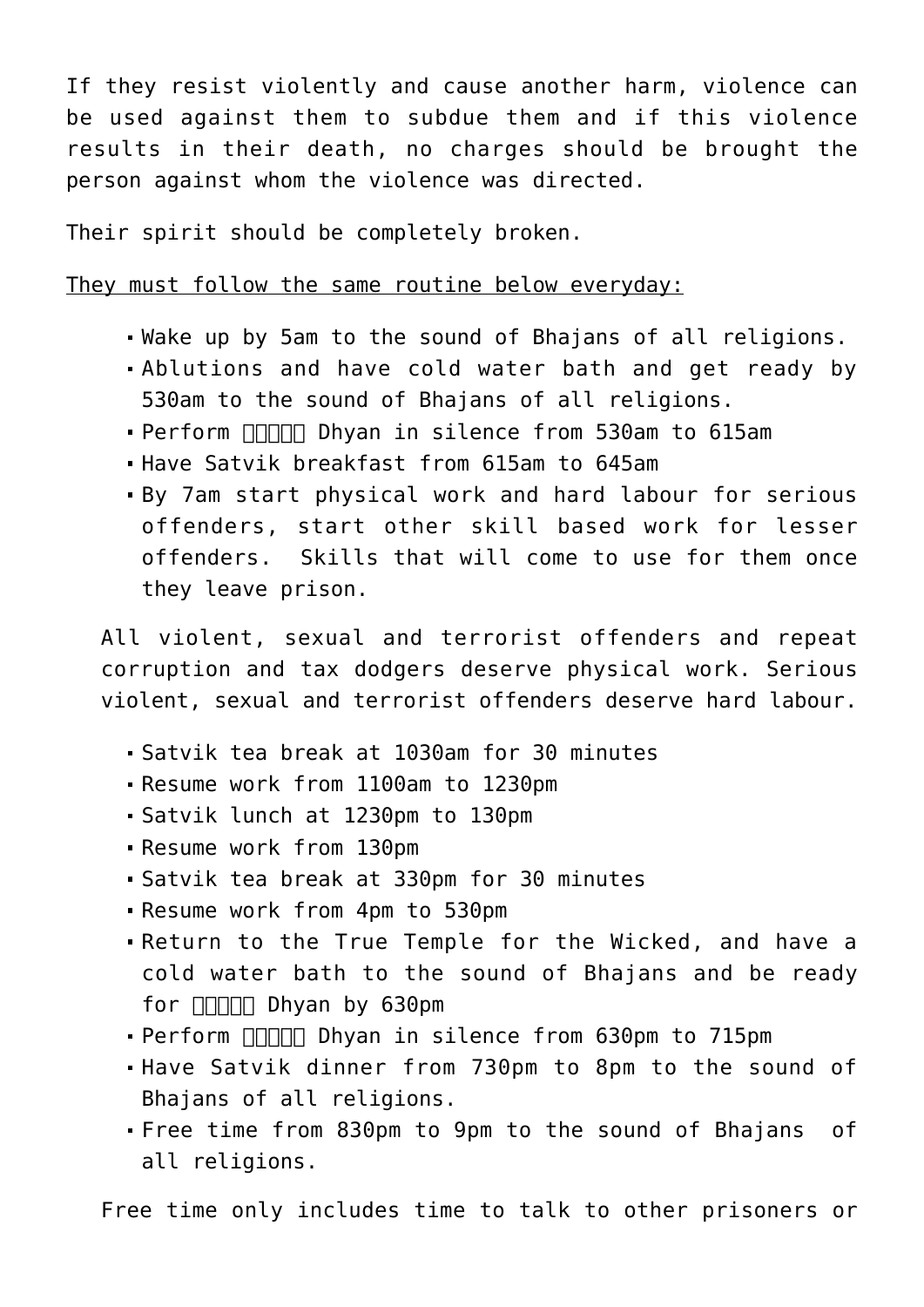If they resist violently and cause another harm, violence can be used against them to subdue them and if this violence results in their death, no charges should be brought the person against whom the violence was directed.

Their spirit should be completely broken.

They must follow the same routine below everyday:

- Wake up by 5am to the sound of Bhajans of all religions.
- Ablutions and have cold water bath and get ready by 530am to the sound of Bhajans of all religions.
- Perform □□□□□ Dhyan in silence from 530am to 615am
- Have Satvik breakfast from 615am to 645am
- By 7am start physical work and hard labour for serious offenders, start other skill based work for lesser offenders. Skills that will come to use for them once they leave prison.

All violent, sexual and terrorist offenders and repeat corruption and tax dodgers deserve physical work. Serious violent, sexual and terrorist offenders deserve hard labour.

- Satvik tea break at 1030am for 30 minutes
- Resume work from 1100am to 1230pm
- Satvik lunch at 1230pm to 130pm
- Resume work from 130pm
- Satvik tea break at 330pm for 30 minutes
- Resume work from 4pm to 530pm
- Return to the True Temple for the Wicked, and have a cold water bath to the sound of Bhajans and be ready for □□□□□ Dhyan by 630pm
- Perform □□□□□ Dhyan in silence from 630pm to 715pm
- Have Satvik dinner from 730pm to 8pm to the sound of Bhajans of all religions.
- Free time from 830pm to 9pm to the sound of Bhajans of all religions.

Free time only includes time to talk to other prisoners or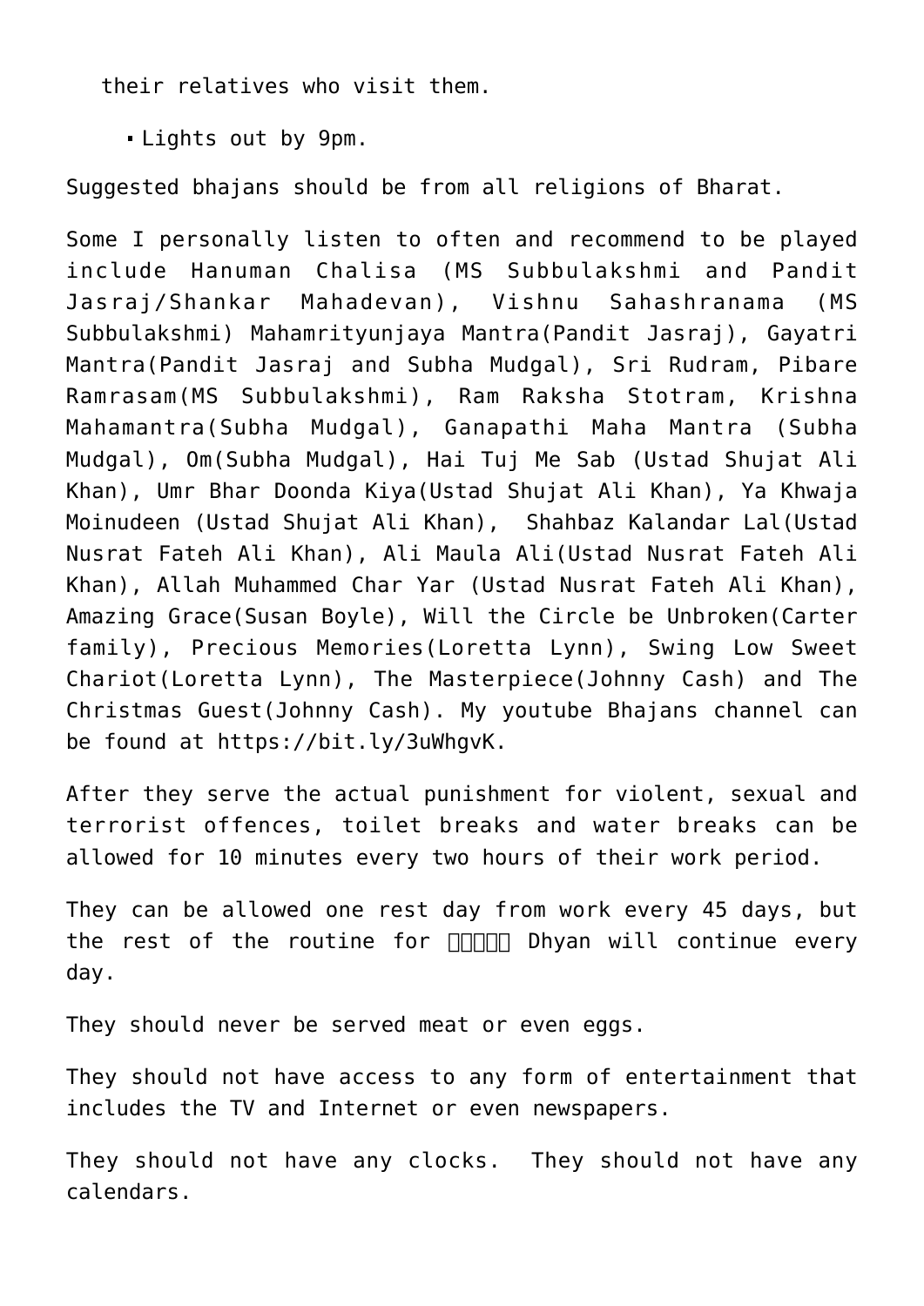their relatives who visit them.

- Lights out by 9pm.

Suggested bhajans should be from all religions of Bharat.

Some I personally listen to often and recommend to be played include Hanuman Chalisa (MS Subbulakshmi and Pandit Jasraj/Shankar Mahadevan), Vishnu Sahashranama (MS Subbulakshmi) Mahamrityunjaya Mantra(Pandit Jasraj), Gayatri Mantra(Pandit Jasraj and Subha Mudgal), Sri Rudram, Pibare Ramrasam(MS Subbulakshmi), Ram Raksha Stotram, Krishna Mahamantra(Subha Mudgal), Ganapathi Maha Mantra (Subha Mudgal), Om(Subha Mudgal), Hai Tuj Me Sab (Ustad Shujat Ali Khan), Umr Bhar Doonda Kiya(Ustad Shujat Ali Khan), Ya Khwaja Moinudeen (Ustad Shujat Ali Khan), Shahbaz Kalandar Lal(Ustad Nusrat Fateh Ali Khan), Ali Maula Ali(Ustad Nusrat Fateh Ali Khan), Allah Muhammed Char Yar (Ustad Nusrat Fateh Ali Khan), Amazing Grace(Susan Boyle), Will the Circle be Unbroken(Carter family), Precious Memories(Loretta Lynn), Swing Low Sweet Chariot(Loretta Lynn), The Masterpiece(Johnny Cash) and The Christmas Guest(Johnny Cash). My youtube Bhajans channel can be found at https://bit.ly/3uWhgvK.

After they serve the actual punishment for violent, sexual and terrorist offences, toilet breaks and water breaks can be allowed for 10 minutes every two hours of their work period.

They can be allowed one rest day from work every 45 days, but the rest of the routine for □□□□□ Dhyan will continue every day.

They should never be served meat or even eggs.

They should not have access to any form of entertainment that includes the TV and Internet or even newspapers.

They should not have any clocks. They should not have any calendars.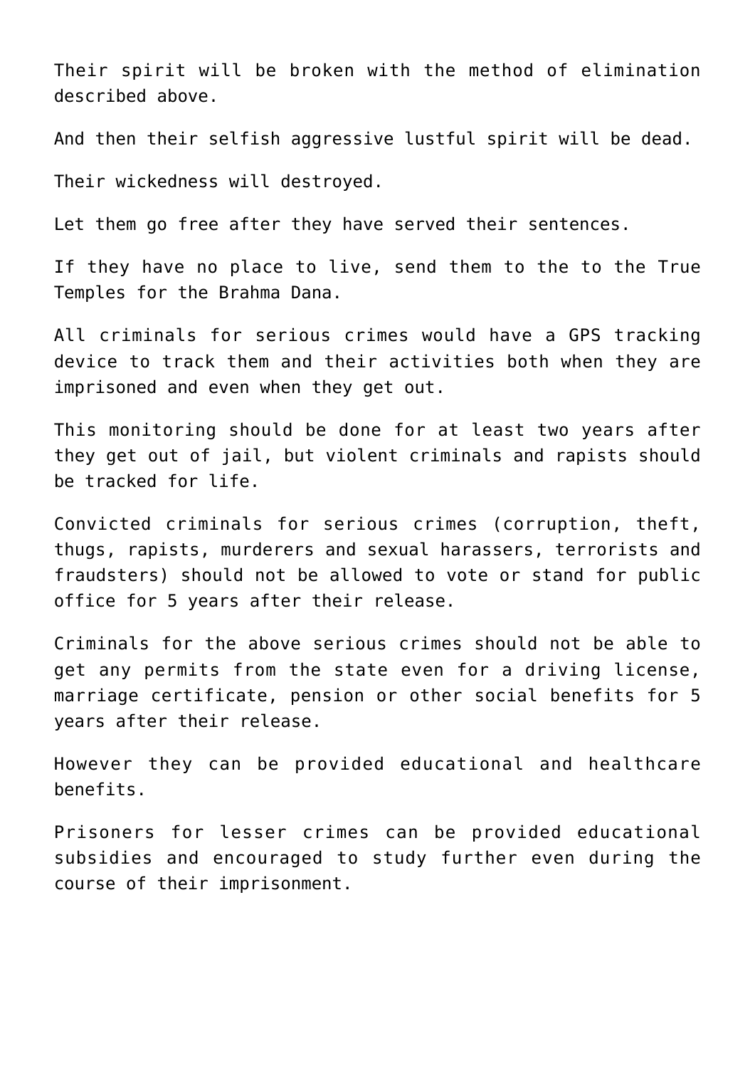Their spirit will be broken with the method of elimination described above.

And then their selfish aggressive lustful spirit will be dead.

Their wickedness will destroyed.

Let them go free after they have served their sentences.

If they have no place to live, send them to the to the True Temples for the Brahma Dana.

All criminals for serious crimes would have a GPS tracking device to track them and their activities both when they are imprisoned and even when they get out.

This monitoring should be done for at least two years after they get out of jail, but violent criminals and rapists should be tracked for life.

Convicted criminals for serious crimes (corruption, theft, thugs, rapists, murderers and sexual harassers, terrorists and fraudsters) should not be allowed to vote or stand for public office for 5 years after their release.

Criminals for the above serious crimes should not be able to get any permits from the state even for a driving license, marriage certificate, pension or other social benefits for 5 years after their release.

However they can be provided educational and healthcare benefits.

Prisoners for lesser crimes can be provided educational subsidies and encouraged to study further even during the course of their imprisonment.